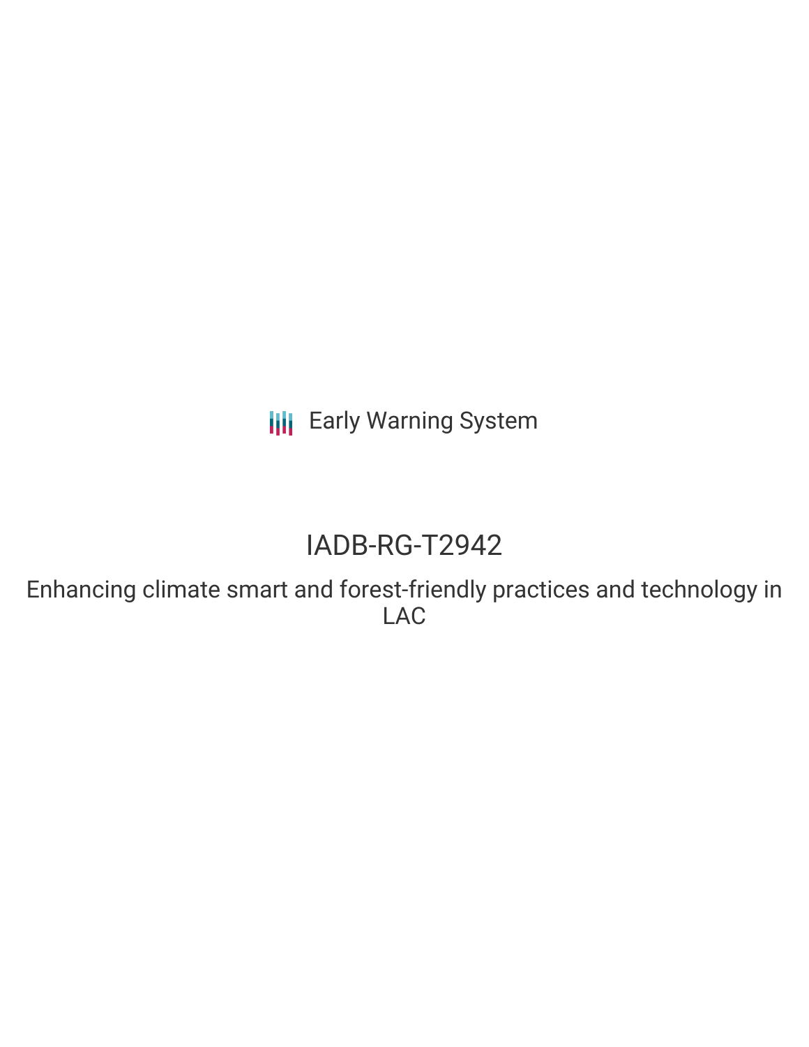Early Warning System

# IADB-RG-T2942

## Enhancing climate smart and forest-friendly practices and technology in LAC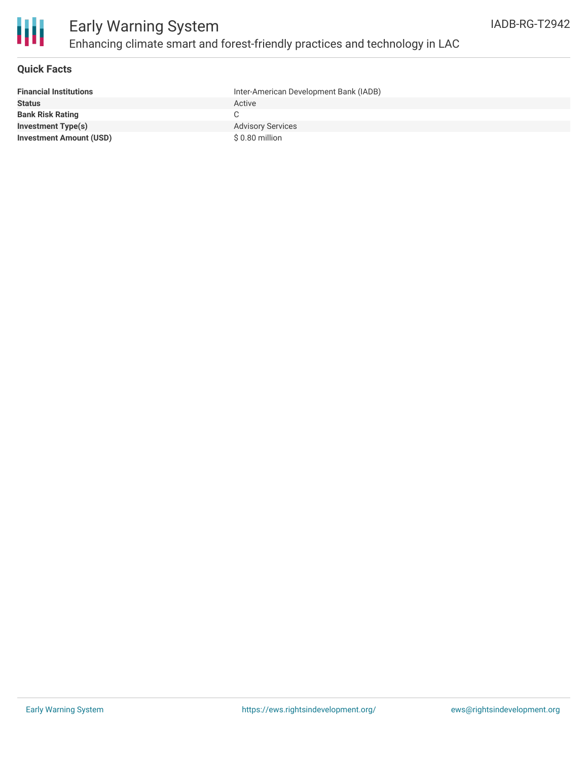# Early Warning System

## Enhancing climate smart and forest-friendly practices and technology in LAC

IADB-RG-T2942

### Quick Facts

| | |
|---|---|
| **Financial Institutions** | Inter-American Development Bank (IADB) |
| **Status** | Active |
| **Bank Risk Rating** | C |
| **Investment Type(s)** | Advisory Services |
| **Investment Amount (USD)** | $ 0.80 million |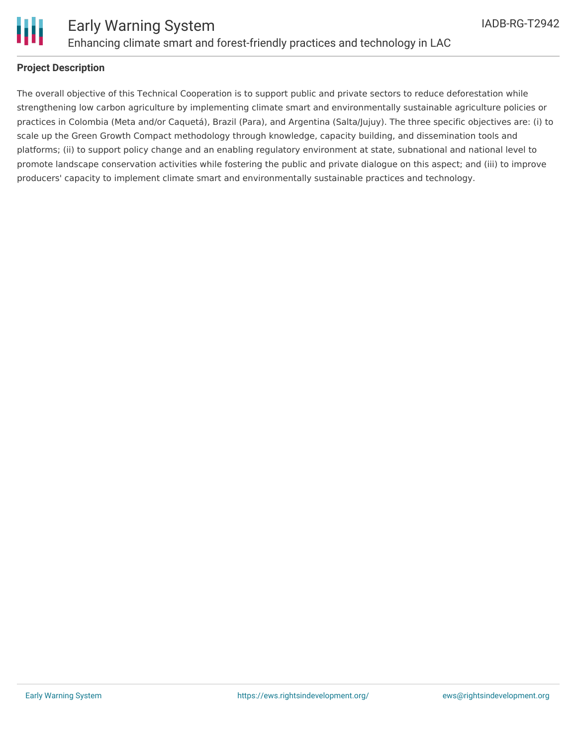## Project Description

The overall objective of this Technical Cooperation is to support public and private sectors to reduce deforestation while strengthening low carbon agriculture by implementing climate smart and environmentally sustainable agriculture policies or practices in Colombia (Meta and/or Caquetá), Brazil (Para), and Argentina (Salta/Jujuy). The three specific objectives are: (i) to scale up the Green Growth Compact methodology through knowledge, capacity building, and dissemination tools and platforms; (ii) to support policy change and an enabling regulatory environment at state, subnational and national level to promote landscape conservation activities while fostering the public and private dialogue on this aspect; and (iii) to improve producers' capacity to implement climate smart and environmentally sustainable practices and technology.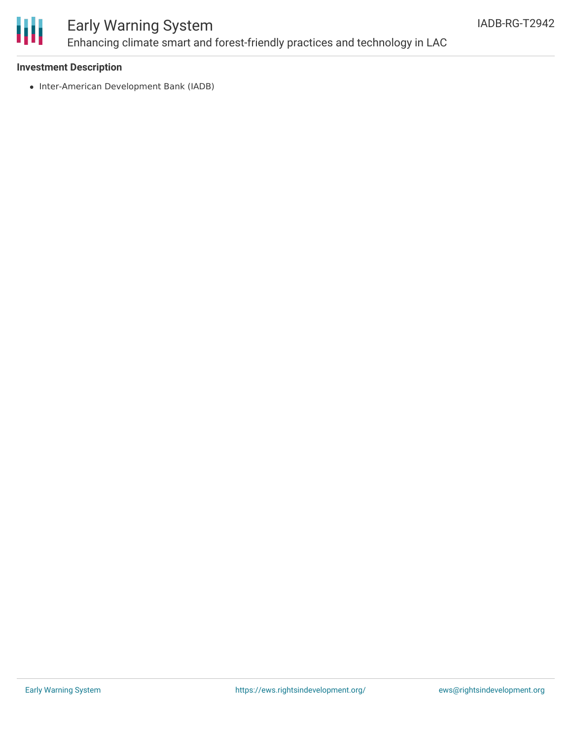### Investment Description

- Inter-American Development Bank (IADB)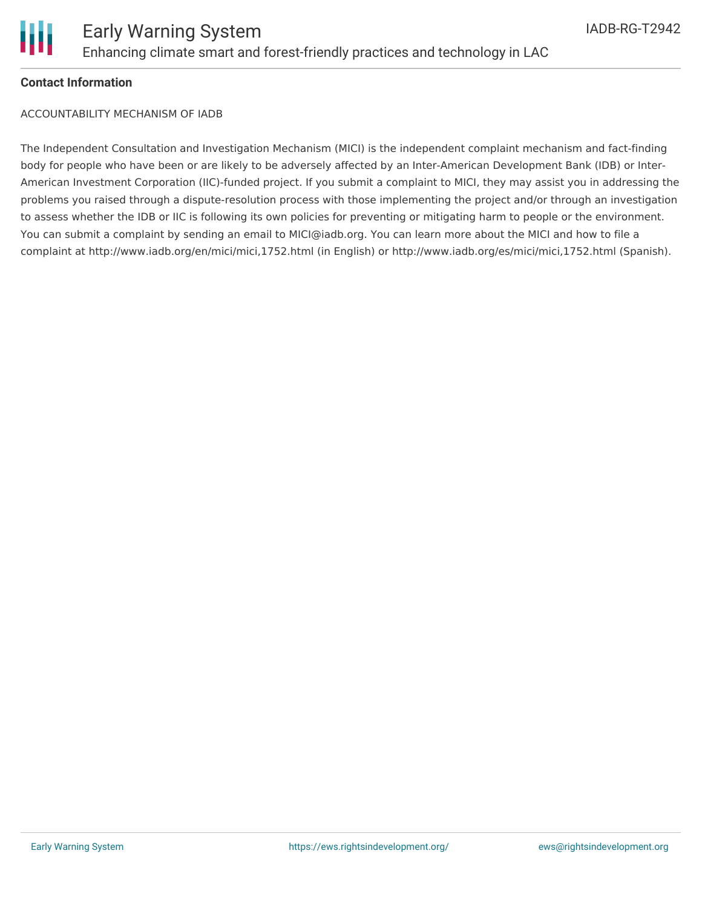**Contact Information**

ACCOUNTABILITY MECHANISM OF IADB

The Independent Consultation and Investigation Mechanism (MICI) is the independent complaint mechanism and fact-finding body for people who have been or are likely to be adversely affected by an Inter-American Development Bank (IDB) or Inter-American Investment Corporation (IIC)-funded project. If you submit a complaint to MICI, they may assist you in addressing the problems you raised through a dispute-resolution process with those implementing the project and/or through an investigation to assess whether the IDB or IIC is following its own policies for preventing or mitigating harm to people or the environment. You can submit a complaint by sending an email to MICI@iadb.org. You can learn more about the MICI and how to file a complaint at http://www.iadb.org/en/mici/mici,1752.html (in English) or http://www.iadb.org/es/mici/mici,1752.html (Spanish).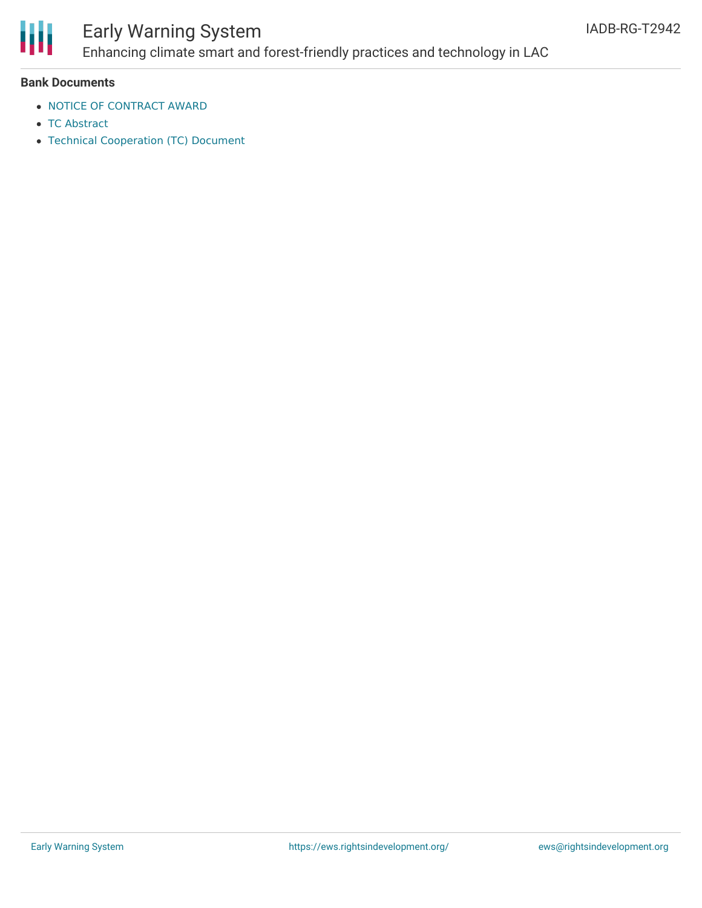**Bank Documents**

- NOTICE OF CONTRACT AWARD
- TC Abstract
- Technical Cooperation (TC) Document